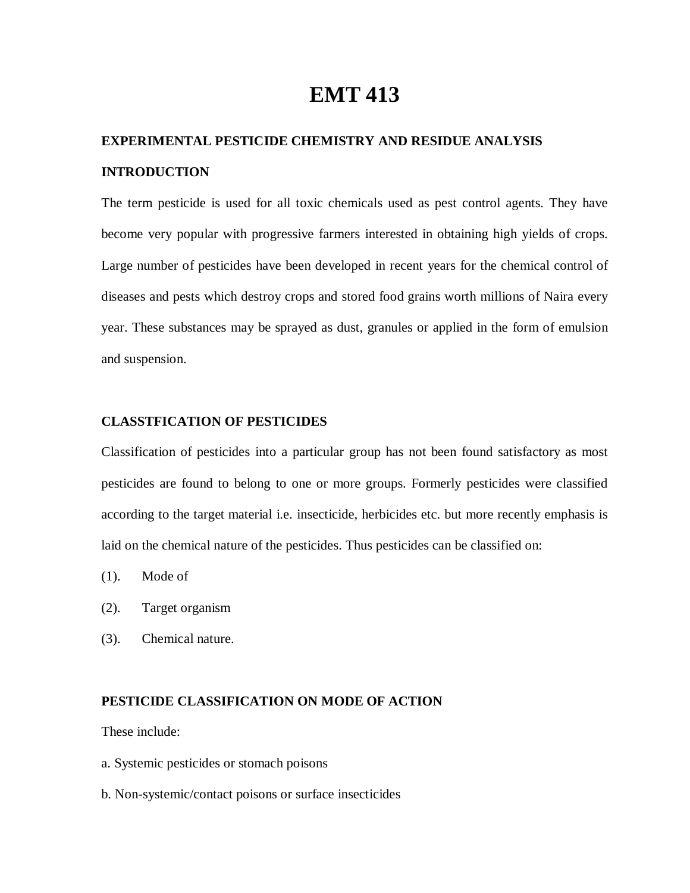# EMT 413

## EXPERIMENTAL PESTICIDE CHEMISTRY AND RESIDUE ANALYSIS

## INTRODUCTION

The term pesticide is used for all toxic chemicals used as pest control agents. They have become very popular with progressive farmers interested in obtaining high yields of crops. Large number of pesticides have been developed in recent years for the chemical control of diseases and pests which destroy crops and stored food grains worth millions of Naira every year. These substances may be sprayed as dust, granules or applied in the form of emulsion and suspension.

## CLASSTFICATION OF PESTICIDES

Classification of pesticides into a particular group has not been found satisfactory as most pesticides are found to belong to one or more groups. Formerly pesticides were classified according to the target material i.e. insecticide, herbicides etc. but more recently emphasis is laid on the chemical nature of the pesticides. Thus pesticides can be classified on:

(1). Mode of

(2). Target organism

(3). Chemical nature.

## PESTICIDE CLASSIFICATION ON MODE OF ACTION

These include:

a. Systemic pesticides or stomach poisons

b. Non-systemic/contact poisons or surface insecticides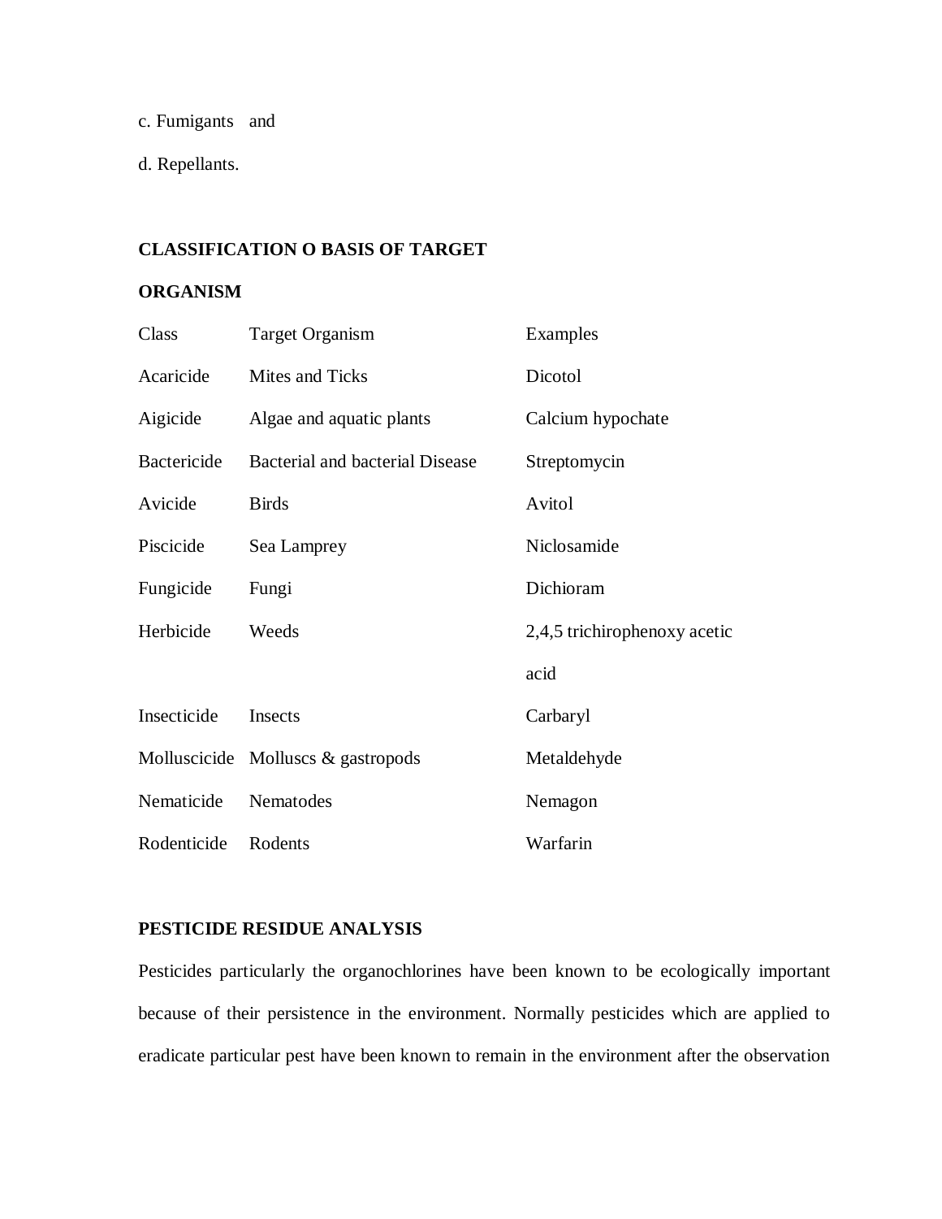c. Fumigants and

d. Repellants.

**CLASSIFICATION O BASIS OF TARGET ORGANISM**

| Class | Target Organism | Examples |
|---|---|---|
| Acaricide | Mites and Ticks | Dicotol |
| Aigicide | Algae and aquatic plants | Calcium hypochate |
| Bactericide | Bacterial and bacterial Disease | Streptomycin |
| Avicide | Birds | Avitol |
| Piscicide | Sea Lamprey | Niclosamide |
| Fungicide | Fungi | Dichioram |
| Herbicide | Weeds | 2,4,5 trichirophenoxy acetic acid |
| Insecticide | Insects | Carbaryl |
| Molluscicide | Molluscs & gastropods | Metaldehyde |
| Nematicide | Nematodes | Nemagon |
| Rodenticide | Rodents | Warfarin |

**PESTICIDE RESIDUE ANALYSIS**

Pesticides particularly the organochlorines have been known to be ecologically important because of their persistence in the environment. Normally pesticides which are applied to eradicate particular pest have been known to remain in the environment after the observation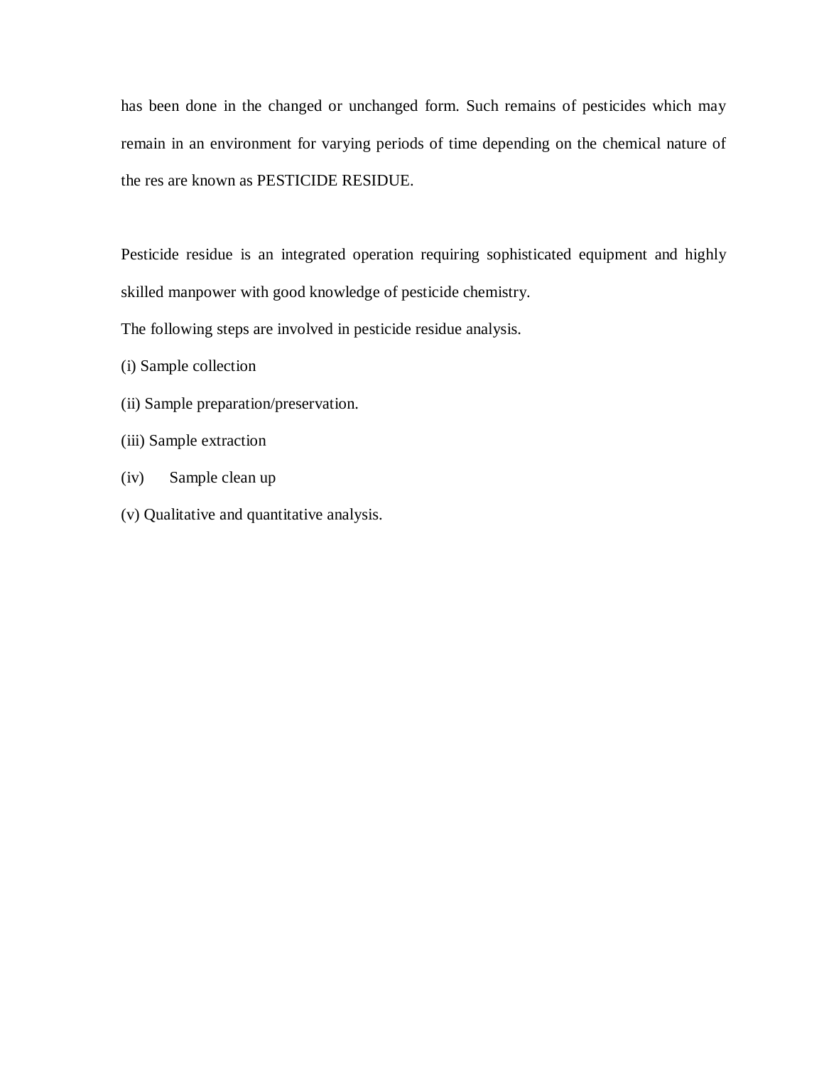has been done in the changed or unchanged form. Such remains of pesticides which may remain in an environment for varying periods of time depending on the chemical nature of the res are known as PESTICIDE RESIDUE.

Pesticide residue is an integrated operation requiring sophisticated equipment and highly skilled manpower with good knowledge of pesticide chemistry.

The following steps are involved in pesticide residue analysis.

(i) Sample collection

(ii) Sample preparation/preservation.

(iii) Sample extraction

(iv) Sample clean up

(v) Qualitative and quantitative analysis.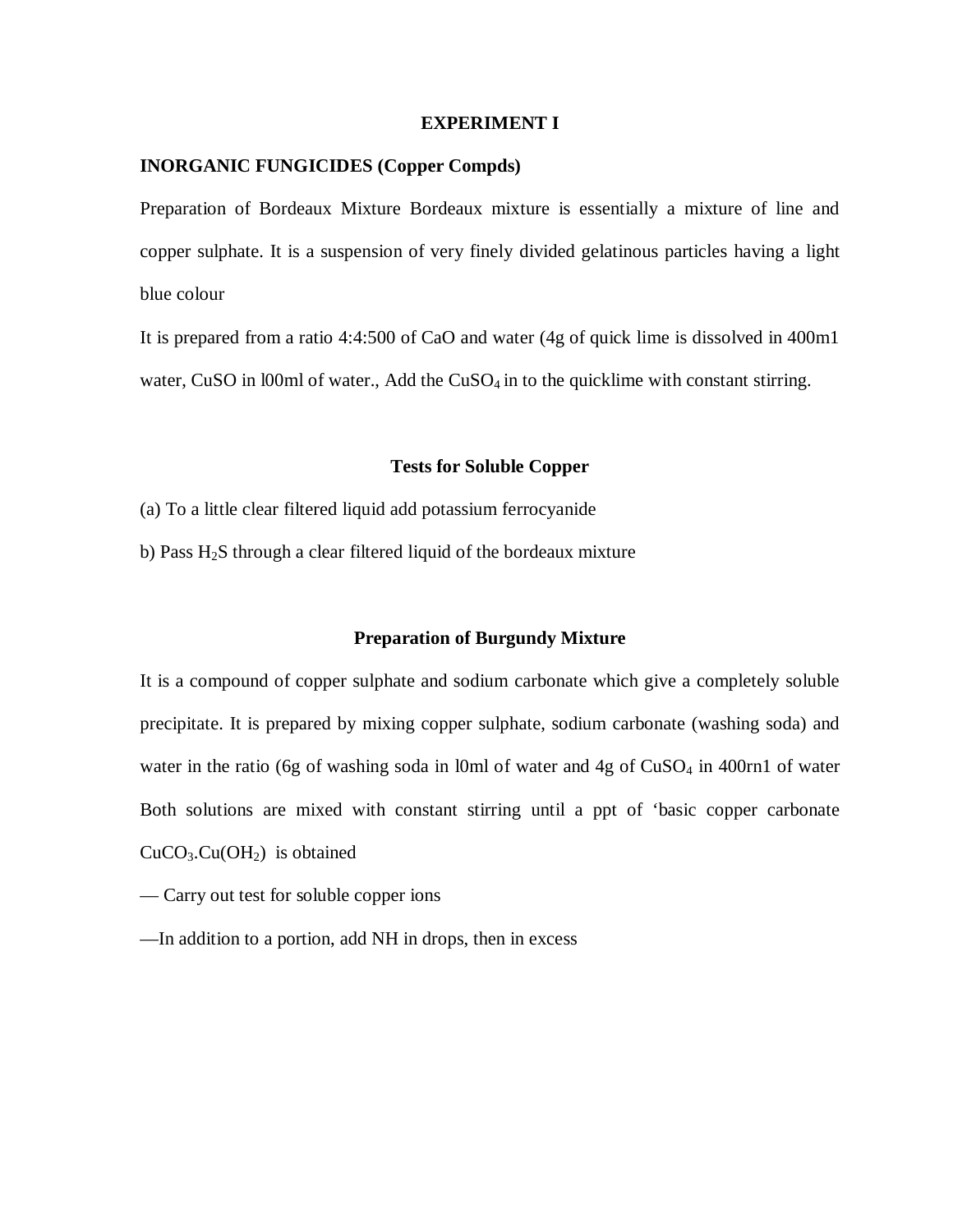**EXPERIMENT I**

**INORGANIC FUNGICIDES (Copper Compds)**

Preparation of Bordeaux Mixture Bordeaux mixture is essentially a mixture of line and copper sulphate. It is a suspension of very finely divided gelatinous particles having a light blue colour

It is prepared from a ratio 4:4:500 of CaO and water (4g of quick lime is dissolved in 400m1 water, CuSO in l00ml of water., Add the $CuSO_4$ in to the quicklime with constant stirring.

**Tests for Soluble Copper**

(a) To a little clear filtered liquid add potassium ferrocyanide

b) Pass $H_2S$ through a clear filtered liquid of the bordeaux mixture

**Preparation of Burgundy Mixture**

It is a compound of copper sulphate and sodium carbonate which give a completely soluble precipitate. It is prepared by mixing copper sulphate, sodium carbonate (washing soda) and water in the ratio (6g of washing soda in l0ml of water and 4g of $CuSO_4$ in 400rn1 of water Both solutions are mixed with constant stirring until a ppt of 'basic copper carbonate $CuCO_3.Cu(OH_2)$ is obtained

— Carry out test for soluble copper ions

—In addition to a portion, add NH in drops, then in excess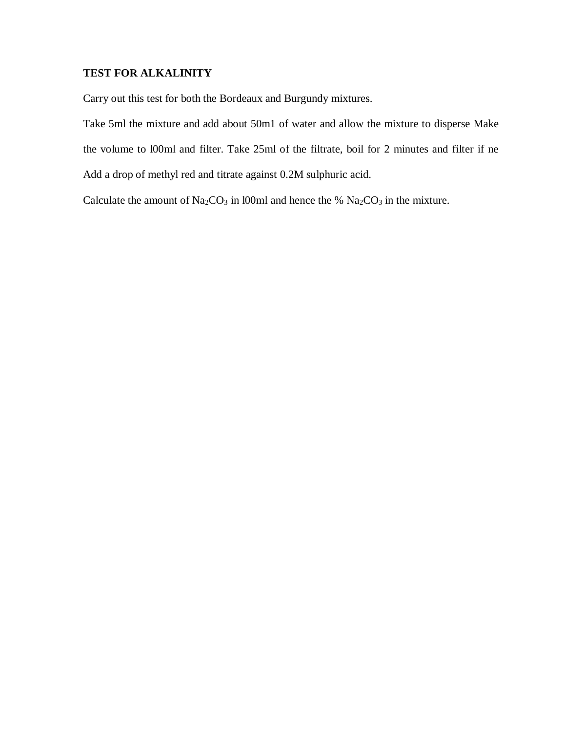**TEST FOR ALKALINITY**

Carry out this test for both the Bordeaux and Burgundy mixtures.

Take 5ml the mixture and add about 50m1 of water and allow the mixture to disperse Make the volume to l00ml and filter. Take 25ml of the filtrate, boil for 2 minutes and filter if ne Add a drop of methyl red and titrate against 0.2M sulphuric acid.

Calculate the amount of $Na_2CO_3$ in l00ml and hence the % $Na_2CO_3$ in the mixture.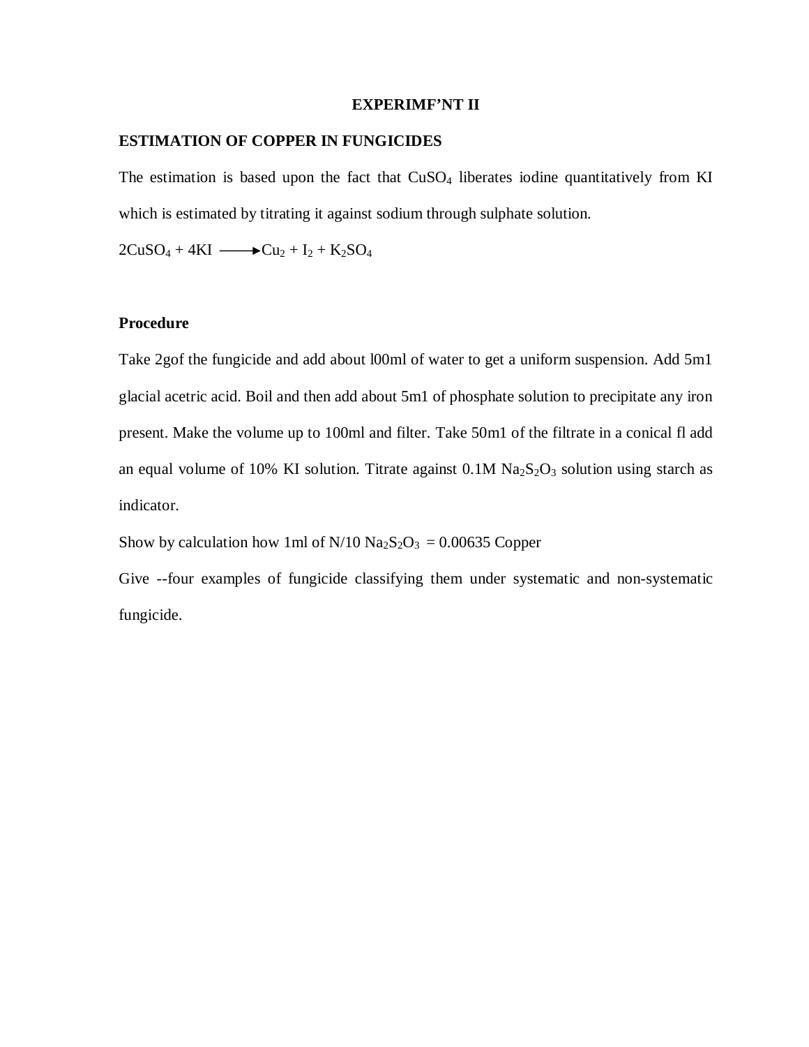**EXPERIMF'NT II**

**ESTIMATION OF COPPER IN FUNGICIDES**

The estimation is based upon the fact that $CuSO_4$ liberates iodine quantitatively from KI which is estimated by titrating it against sodium through sulphate solution.

$$2CuSO_4 + 4KI \longrightarrow Cu_2 + I_2 + K_2SO_4$$

**Procedure**

Take 2gof the fungicide and add about l00ml of water to get a uniform suspension. Add 5m1 glacial acretric acid. Boil and then add about 5m1 of phosphate solution to precipitate any iron present. Make the volume up to 100ml and filter. Take 50m1 of the filtrate in a conical fl add an equal volume of 10% KI solution. Titrate against 0.1M $Na_2S_2O_3$ solution using starch as indicator.

Show by calculation how 1ml of N/10 $Na_2S_2O_3$ = 0.00635 Copper

Give --four examples of fungicide classifying them under systematic and non-systematic fungicide.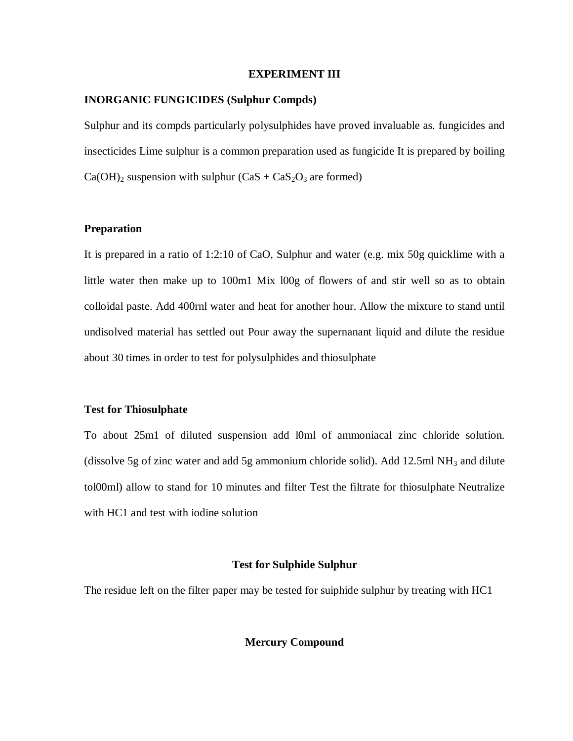**EXPERIMENT III**

**INORGANIC FUNGICIDES (Sulphur Compds)**

Sulphur and its compds particularly polysulphides have proved invaluable as. fungicides and insecticides Lime sulphur is a common preparation used as fungicide It is prepared by boiling $Ca(OH)_2$ suspension with sulphur ($CaS + CaS_2O_3$ are formed)

**Preparation**

It is prepared in a ratio of 1:2:10 of CaO, Sulphur and water (e.g. mix 50g quicklime with a little water then make up to 100m1 Mix l00g of flowers of and stir well so as to obtain colloidal paste. Add 400rnl water and heat for another hour. Allow the mixture to stand until undisolved material has settled out Pour away the supernanant liquid and dilute the residue about 30 times in order to test for polysulphides and thiosulphate

**Test for Thiosulphate**

To about 25m1 of diluted suspension add l0ml of ammoniacal zinc chloride solution. (dissolve 5g of zinc water and add 5g ammonium chloride solid). Add 12.5ml $NH_3$ and dilute tol00ml) allow to stand for 10 minutes and filter Test the filtrate for thiosulphate Neutralize with HC1 and test with iodine solution

**Test for Sulphide Sulphur**

The residue left on the filter paper may be tested for suiphide sulphur by treating with HC1

**Mercury Compound**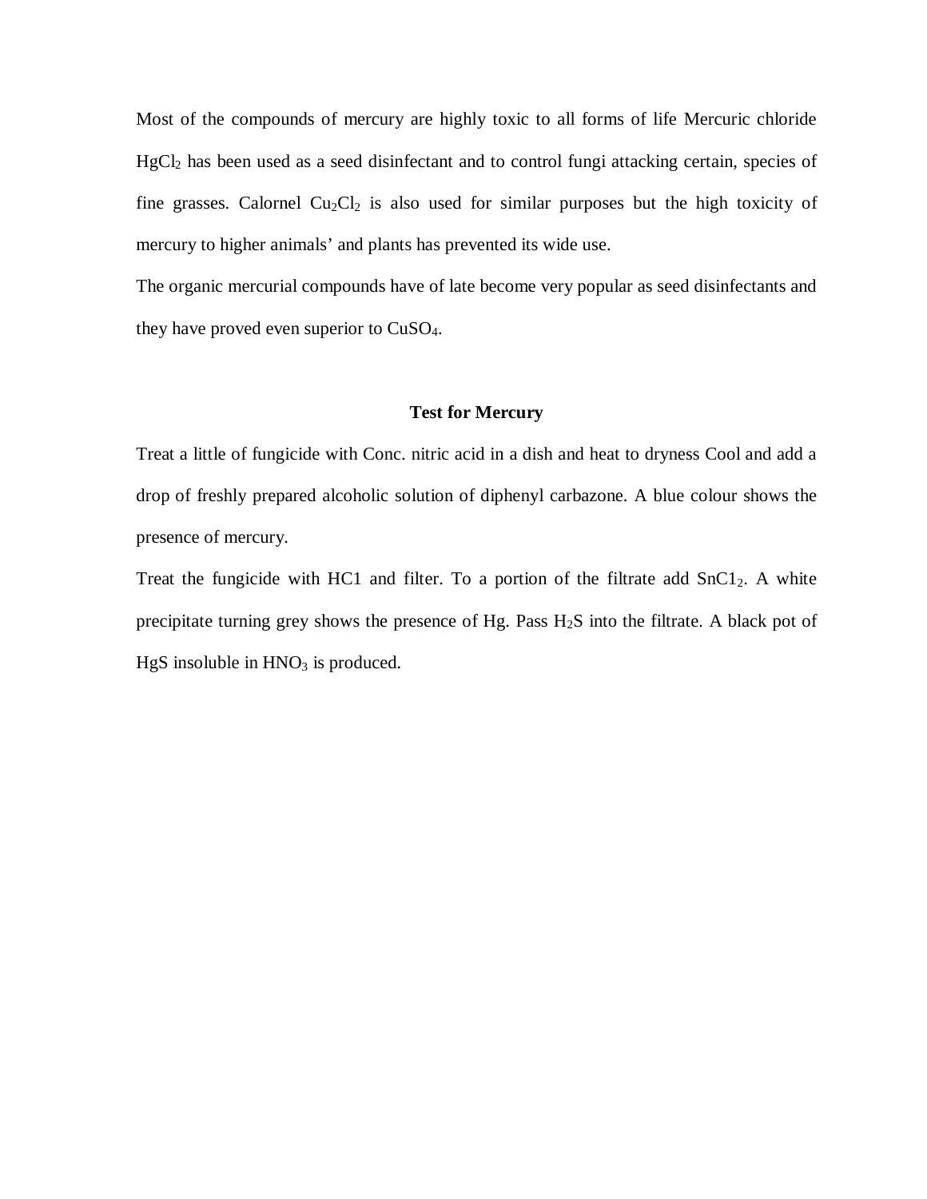Most of the compounds of mercury are highly toxic to all forms of life Mercuric chloride $HgCl_2$ has been used as a seed disinfectant and to control fungi attacking certain, species of fine grasses. Calornel $Cu_2Cl_2$ is also used for similar purposes but the high toxicity of mercury to higher animals' and plants has prevented its wide use.

The organic mercurial compounds have of late become very popular as seed disinfectants and they have proved even superior to $CuSO_4$.

**Test for Mercury**

Treat a little of fungicide with Conc. nitric acid in a dish and heat to dryness Cool and add a drop of freshly prepared alcoholic solution of diphenyl carbazone. A blue colour shows the presence of mercury.

Treat the fungicide with HC1 and filter. To a portion of the filtrate add $SnC1_2$. A white precipitate turning grey shows the presence of Hg. Pass $H_2S$ into the filtrate. A black pot of HgS insoluble in $HNO_3$ is produced.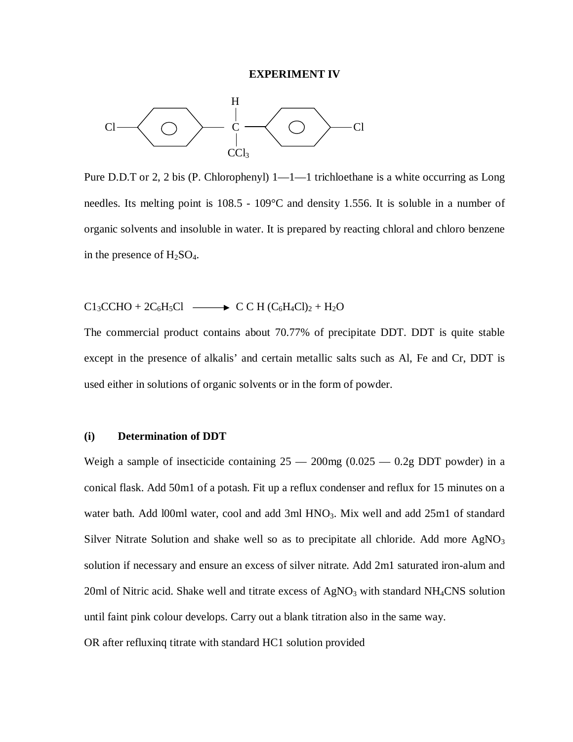## EXPERIMENT IV

```
                 H
                 |
Cl ——⟨ ○ ⟩—— C ——⟨ ○ ⟩—— Cl
                 |
                CCl3
```

Pure D.D.T or 2, 2 bis (P. Chlorophenyl) 1—1—1 trichloethane is a white occurring as Long needles. Its melting point is 108.5 - 109°C and density 1.556. It is soluble in a number of organic solvents and insoluble in water. It is prepared by reacting chloral and chloro benzene in the presence of $H_2SO_4$.

$$C1_3CCHO + 2C_6H_5Cl \longrightarrow C\ C\ H\ (C_6H_4Cl)_2 + H_2O$$

The commercial product contains about 70.77% of precipitate DDT. DDT is quite stable except in the presence of alkalis' and certain metallic salts such as Al, Fe and Cr, DDT is used either in solutions of organic solvents or in the form of powder.

### (i) Determination of DDT

Weigh a sample of insecticide containing 25 — 200mg (0.025 — 0.2g DDT powder) in a conical flask. Add 50m1 of a potash. Fit up a reflux condenser and reflux for 15 minutes on a water bath. Add l00ml water, cool and add 3ml $HNO_3$. Mix well and add 25m1 of standard Silver Nitrate Solution and shake well so as to precipitate all chloride. Add more $AgNO_3$ solution if necessary and ensure an excess of silver nitrate. Add 2m1 saturated iron-alum and 20ml of Nitric acid. Shake well and titrate excess of $AgNO_3$ with standard $NH_4CNS$ solution until faint pink colour develops. Carry out a blank titration also in the same way.

OR after refluxinq titrate with standard HC1 solution provided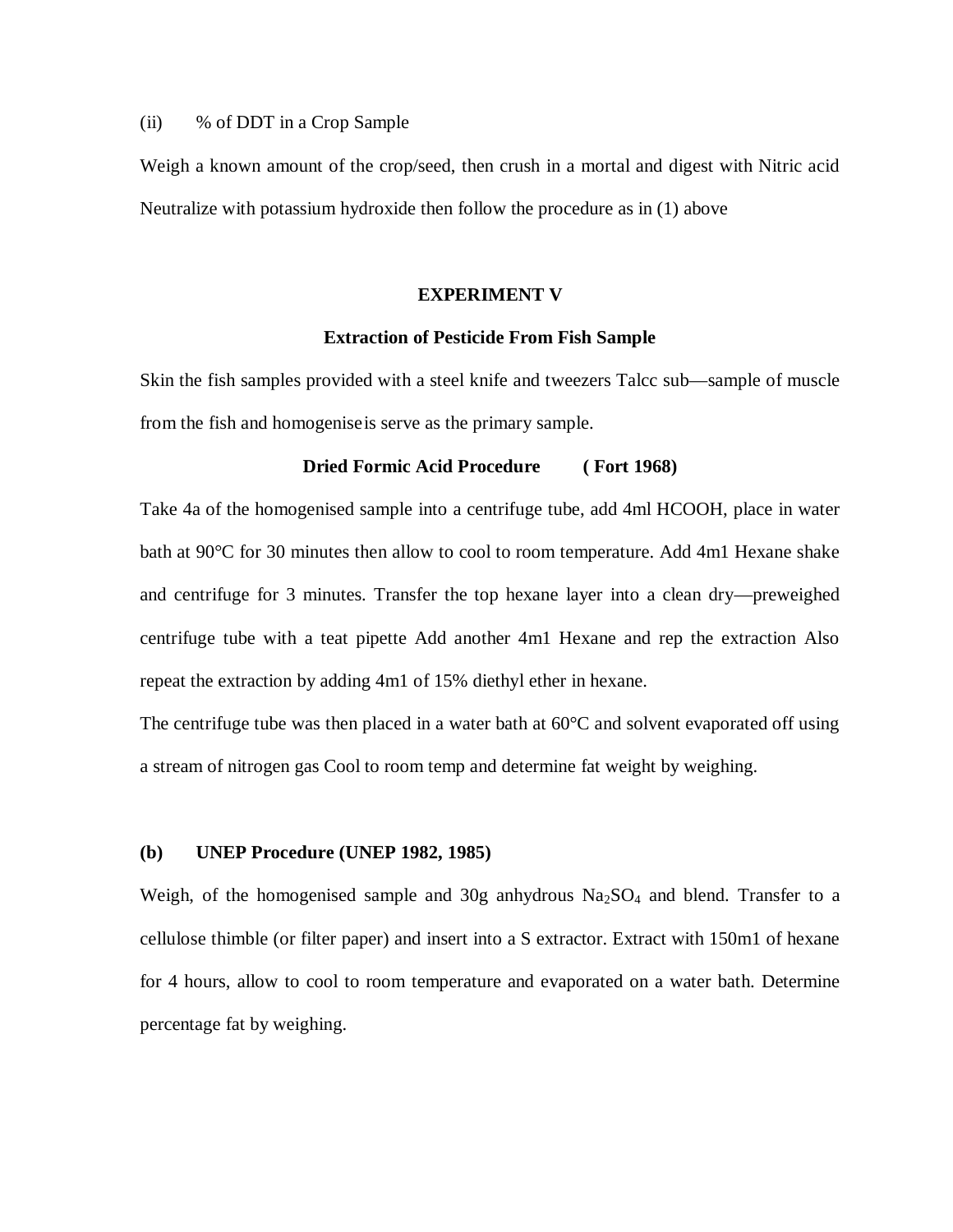(ii) % of DDT in a Crop Sample

Weigh a known amount of the crop/seed, then crush in a mortal and digest with Nitric acid Neutralize with potassium hydroxide then follow the procedure as in (1) above

## EXPERIMENT V

### Extraction of Pesticide From Fish Sample

Skin the fish samples provided with a steel knife and tweezers Talcc sub—sample of muscle from the fish and homogeniseis serve as the primary sample.

**Dried Formic Acid Procedure ( Fort 1968)**

Take 4a of the homogenised sample into a centrifuge tube, add 4ml HCOOH, place in water bath at 90°C for 30 minutes then allow to cool to room temperature. Add 4m1 Hexane shake and centrifuge for 3 minutes. Transfer the top hexane layer into a clean dry—preweighed centrifuge tube with a teat pipette Add another 4m1 Hexane and rep the extraction Also repeat the extraction by adding 4m1 of 15% diethyl ether in hexane.

The centrifuge tube was then placed in a water bath at 60°C and solvent evaporated off using a stream of nitrogen gas Cool to room temp and determine fat weight by weighing.

**(b) UNEP Procedure (UNEP 1982, 1985)**

Weigh, of the homogenised sample and 30g anhydrous $Na_2SO_4$ and blend. Transfer to a cellulose thimble (or filter paper) and insert into a S extractor. Extract with 150m1 of hexane for 4 hours, allow to cool to room temperature and evaporated on a water bath. Determine percentage fat by weighing.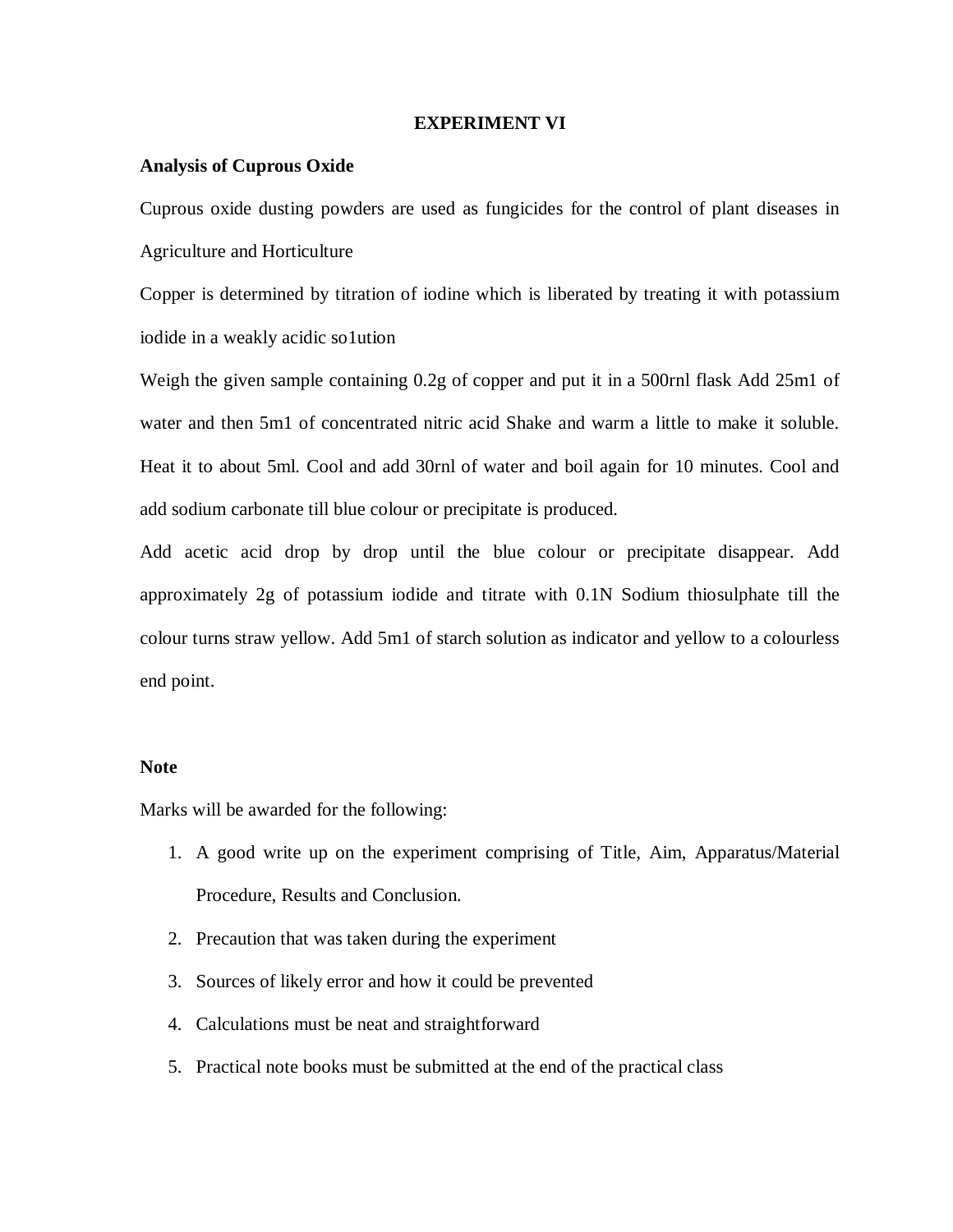**EXPERIMENT VI**

**Analysis of Cuprous Oxide**

Cuprous oxide dusting powders are used as fungicides for the control of plant diseases in Agriculture and Horticulture

Copper is determined by titration of iodine which is liberated by treating it with potassium iodide in a weakly acidic so1ution

Weigh the given sample containing 0.2g of copper and put it in a 500rnl flask Add 25m1 of water and then 5m1 of concentrated nitric acid Shake and warm a little to make it soluble. Heat it to about 5ml. Cool and add 30rnl of water and boil again for 10 minutes. Cool and add sodium carbonate till blue colour or precipitate is produced.

Add acetic acid drop by drop until the blue colour or precipitate disappear. Add approximately 2g of potassium iodide and titrate with 0.1N Sodium thiosulphate till the colour turns straw yellow. Add 5m1 of starch solution as indicator and yellow to a colourless end point.

**Note**

Marks will be awarded for the following:

1. A good write up on the experiment comprising of Title, Aim, Apparatus/Material Procedure, Results and Conclusion.
2. Precaution that was taken during the experiment
3. Sources of likely error and how it could be prevented
4. Calculations must be neat and straightforward
5. Practical note books must be submitted at the end of the practical class